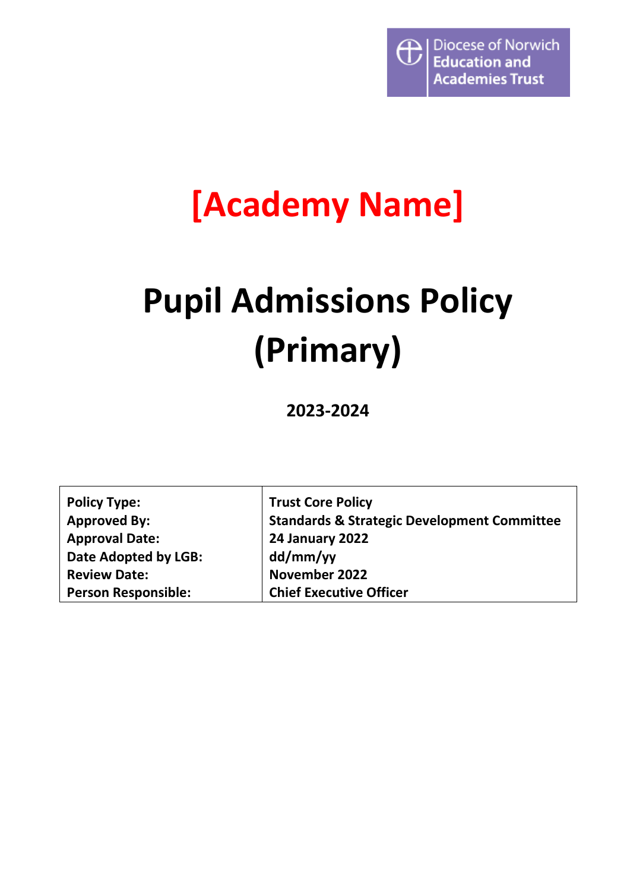Diocese of Norwich Education and Academies Trust

# [Academy Name]

# Pupil Admissions Policy (Primary)

**2023-2024**

| | |
|---|---|
| **Policy Type:** | **Trust Core Policy** |
| **Approved By:** | **Standards & Strategic Development Committee** |
| **Approval Date:** | **24 January 2022** |
| **Date Adopted by LGB:** | **dd/mm/yy** |
| **Review Date:** | **November 2022** |
| **Person Responsible:** | **Chief Executive Officer** |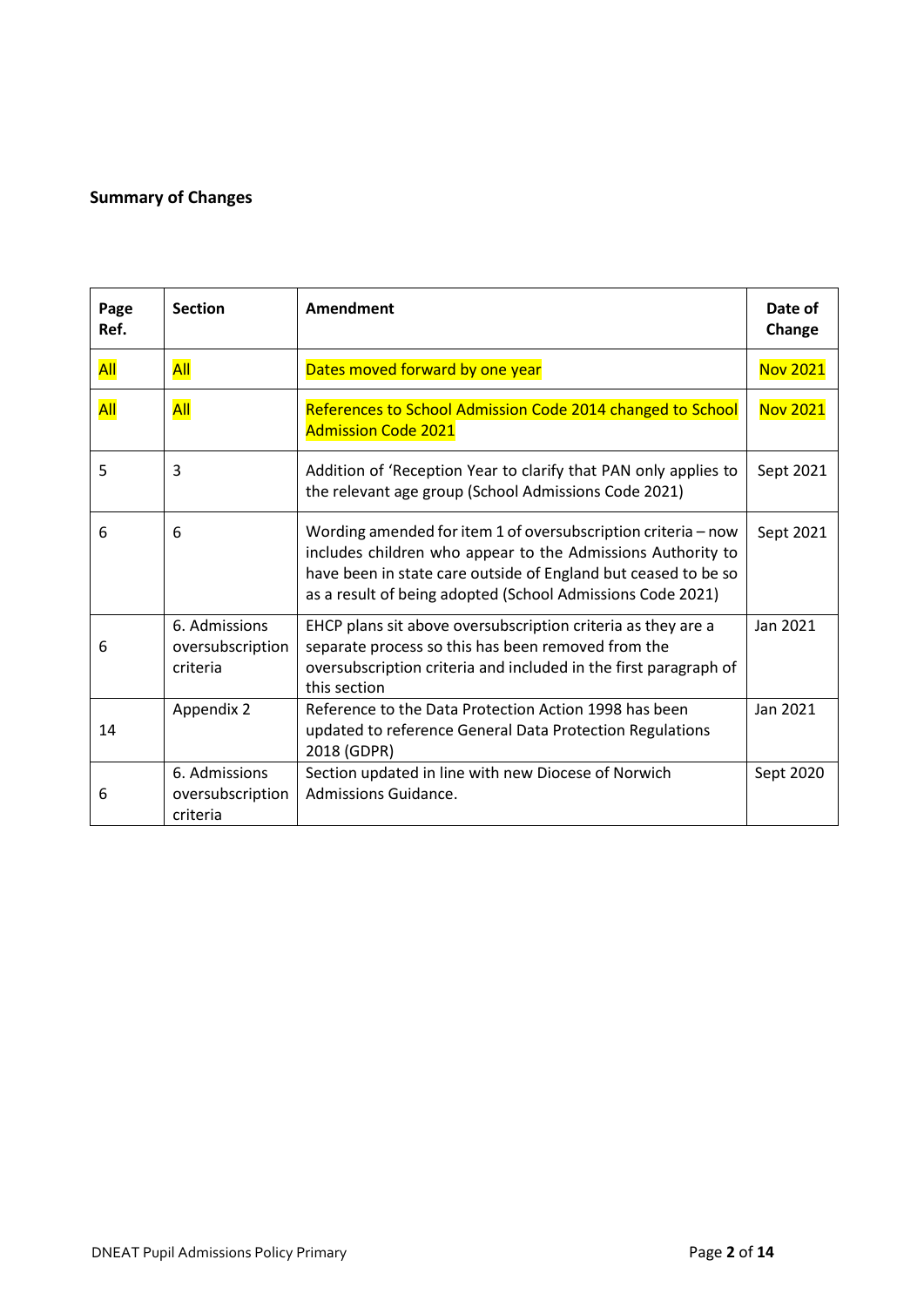**Summary of Changes**

| Page Ref. | Section | Amendment | Date of Change |
|---|---|---|---|
| All | All | Dates moved forward by one year | Nov 2021 |
| All | All | References to School Admission Code 2014 changed to School Admission Code 2021 | Nov 2021 |
| 5 | 3 | Addition of 'Reception Year to clarify that PAN only applies to the relevant age group (School Admissions Code 2021) | Sept 2021 |
| 6 | 6 | Wording amended for item 1 of oversubscription criteria – now includes children who appear to the Admissions Authority to have been in state care outside of England but ceased to be so as a result of being adopted (School Admissions Code 2021) | Sept 2021 |
| 6 | 6. Admissions oversubscription criteria | EHCP plans sit above oversubscription criteria as they are a separate process so this has been removed from the oversubscription criteria and included in the first paragraph of this section | Jan 2021 |
| 14 | Appendix 2 | Reference to the Data Protection Action 1998 has been updated to reference General Data Protection Regulations 2018 (GDPR) | Jan 2021 |
| 6 | 6. Admissions oversubscription criteria | Section updated in line with new Diocese of Norwich Admissions Guidance. | Sept 2020 |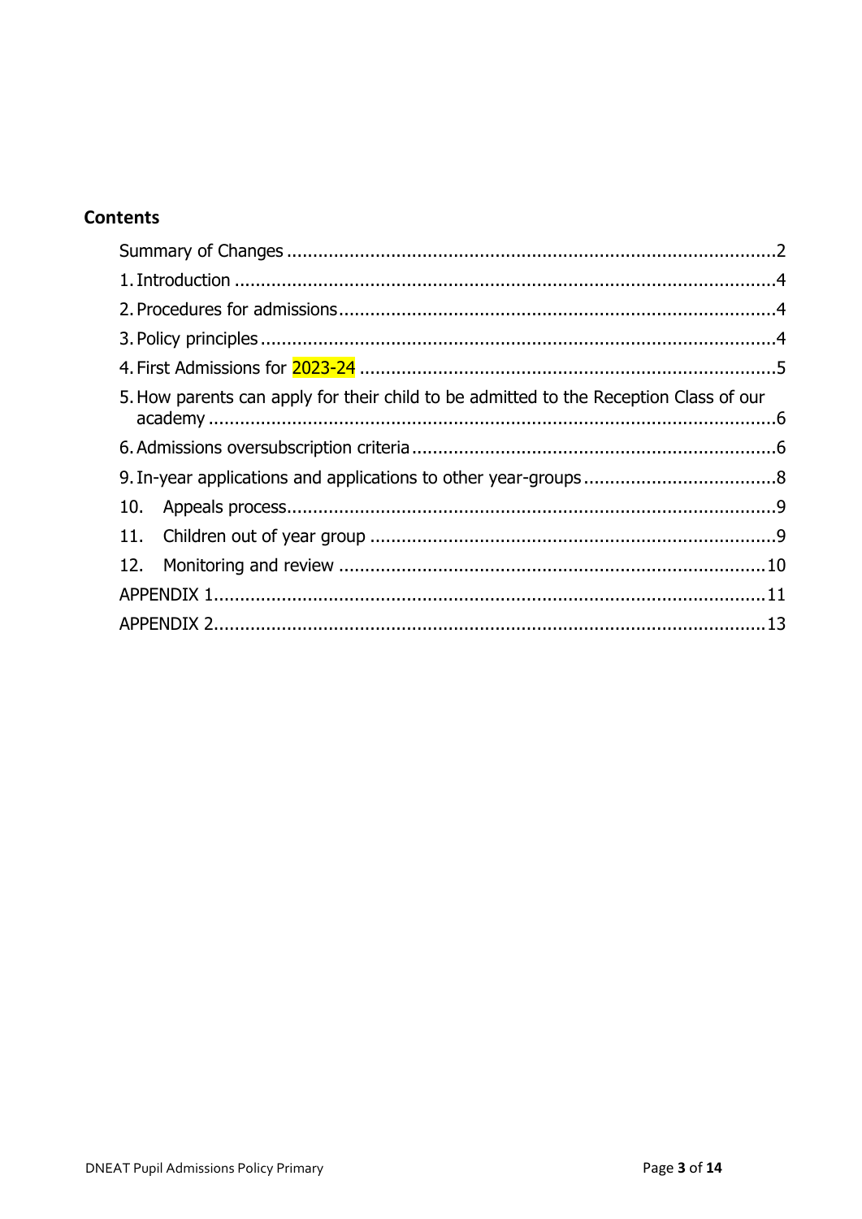## Contents

Summary of Changes .......... 2
1. Introduction .......... 4
2. Procedures for admissions .......... 4
3. Policy principles .......... 4
4. First Admissions for 2023-24 .......... 5
5. How parents can apply for their child to be admitted to the Reception Class of our academy .......... 6
6. Admissions oversubscription criteria .......... 6
9. In-year applications and applications to other year-groups .......... 8
10. Appeals process .......... 9
11. Children out of year group .......... 9
12. Monitoring and review .......... 10
APPENDIX 1 .......... 11
APPENDIX 2 .......... 13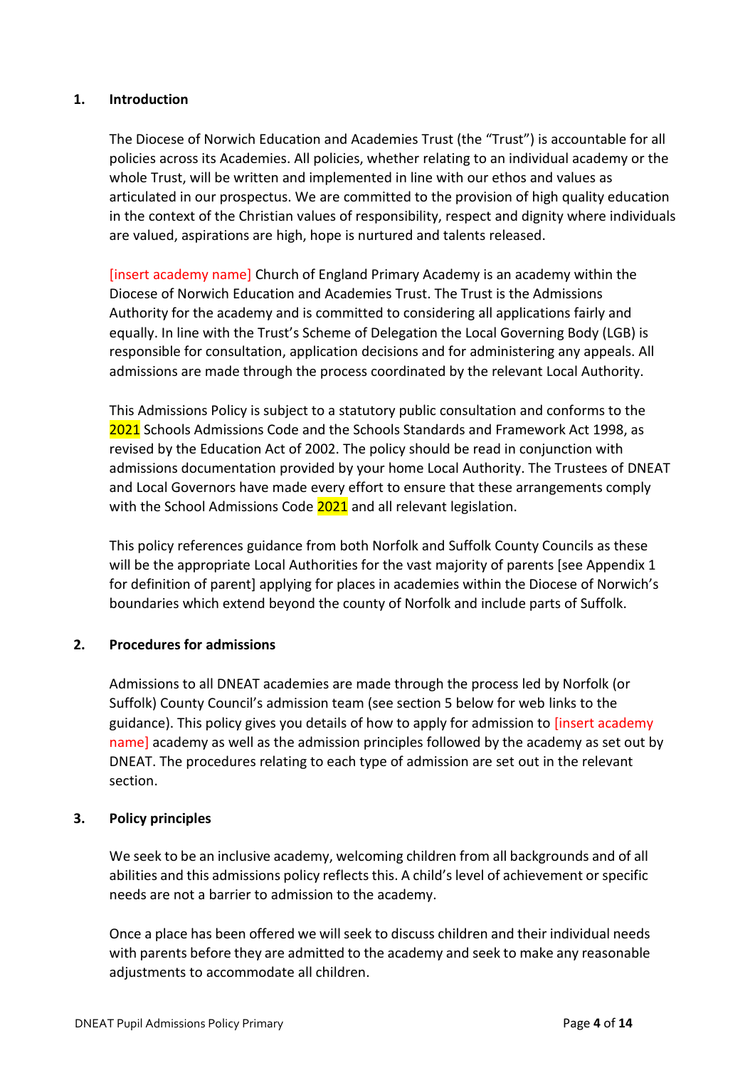## 1. Introduction

The Diocese of Norwich Education and Academies Trust (the "Trust") is accountable for all policies across its Academies. All policies, whether relating to an individual academy or the whole Trust, will be written and implemented in line with our ethos and values as articulated in our prospectus. We are committed to the provision of high quality education in the context of the Christian values of responsibility, respect and dignity where individuals are valued, aspirations are high, hope is nurtured and talents released.

[insert academy name] Church of England Primary Academy is an academy within the Diocese of Norwich Education and Academies Trust. The Trust is the Admissions Authority for the academy and is committed to considering all applications fairly and equally. In line with the Trust's Scheme of Delegation the Local Governing Body (LGB) is responsible for consultation, application decisions and for administering any appeals. All admissions are made through the process coordinated by the relevant Local Authority.

This Admissions Policy is subject to a statutory public consultation and conforms to the 2021 Schools Admissions Code and the Schools Standards and Framework Act 1998, as revised by the Education Act of 2002. The policy should be read in conjunction with admissions documentation provided by your home Local Authority. The Trustees of DNEAT and Local Governors have made every effort to ensure that these arrangements comply with the School Admissions Code 2021 and all relevant legislation.

This policy references guidance from both Norfolk and Suffolk County Councils as these will be the appropriate Local Authorities for the vast majority of parents [see Appendix 1 for definition of parent] applying for places in academies within the Diocese of Norwich's boundaries which extend beyond the county of Norfolk and include parts of Suffolk.

## 2. Procedures for admissions

Admissions to all DNEAT academies are made through the process led by Norfolk (or Suffolk) County Council's admission team (see section 5 below for web links to the guidance). This policy gives you details of how to apply for admission to [insert academy name] academy as well as the admission principles followed by the academy as set out by DNEAT. The procedures relating to each type of admission are set out in the relevant section.

## 3. Policy principles

We seek to be an inclusive academy, welcoming children from all backgrounds and of all abilities and this admissions policy reflects this. A child's level of achievement or specific needs are not a barrier to admission to the academy.

Once a place has been offered we will seek to discuss children and their individual needs with parents before they are admitted to the academy and seek to make any reasonable adjustments to accommodate all children.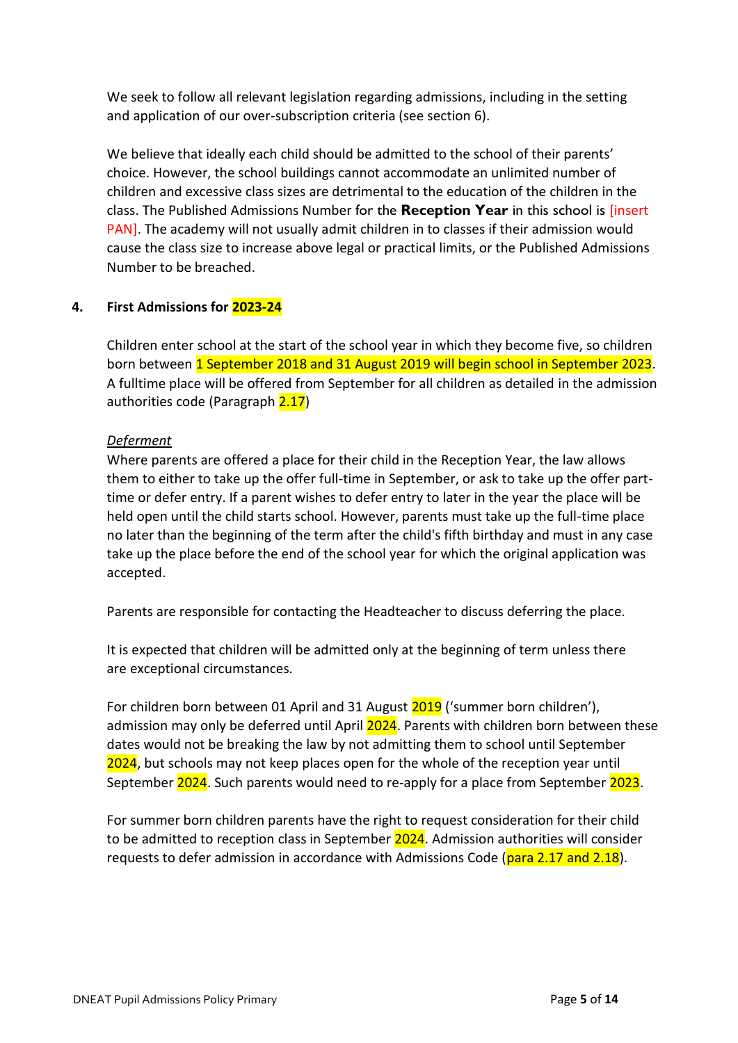We seek to follow all relevant legislation regarding admissions, including in the setting and application of our over-subscription criteria (see section 6).

We believe that ideally each child should be admitted to the school of their parents' choice. However, the school buildings cannot accommodate an unlimited number of children and excessive class sizes are detrimental to the education of the children in the class. The Published Admissions Number for the **Reception Year** in this school is [insert PAN]. The academy will not usually admit children in to classes if their admission would cause the class size to increase above legal or practical limits, or the Published Admissions Number to be breached.

## 4. First Admissions for 2023-24

Children enter school at the start of the school year in which they become five, so children born between 1 September 2018 and 31 August 2019 will begin school in September 2023. A fulltime place will be offered from September for all children as detailed in the admission authorities code (Paragraph 2.17)

*Deferment*

Where parents are offered a place for their child in the Reception Year, the law allows them to either to take up the offer full-time in September, or ask to take up the offer part-time or defer entry. If a parent wishes to defer entry to later in the year the place will be held open until the child starts school. However, parents must take up the full-time place no later than the beginning of the term after the child's fifth birthday and must in any case take up the place before the end of the school year for which the original application was accepted.

Parents are responsible for contacting the Headteacher to discuss deferring the place.

It is expected that children will be admitted only at the beginning of term unless there are exceptional circumstances.

For children born between 01 April and 31 August 2019 ('summer born children'), admission may only be deferred until April 2024. Parents with children born between these dates would not be breaking the law by not admitting them to school until September 2024, but schools may not keep places open for the whole of the reception year until September 2024. Such parents would need to re-apply for a place from September 2023.

For summer born children parents have the right to request consideration for their child to be admitted to reception class in September 2024. Admission authorities will consider requests to defer admission in accordance with Admissions Code (para 2.17 and 2.18).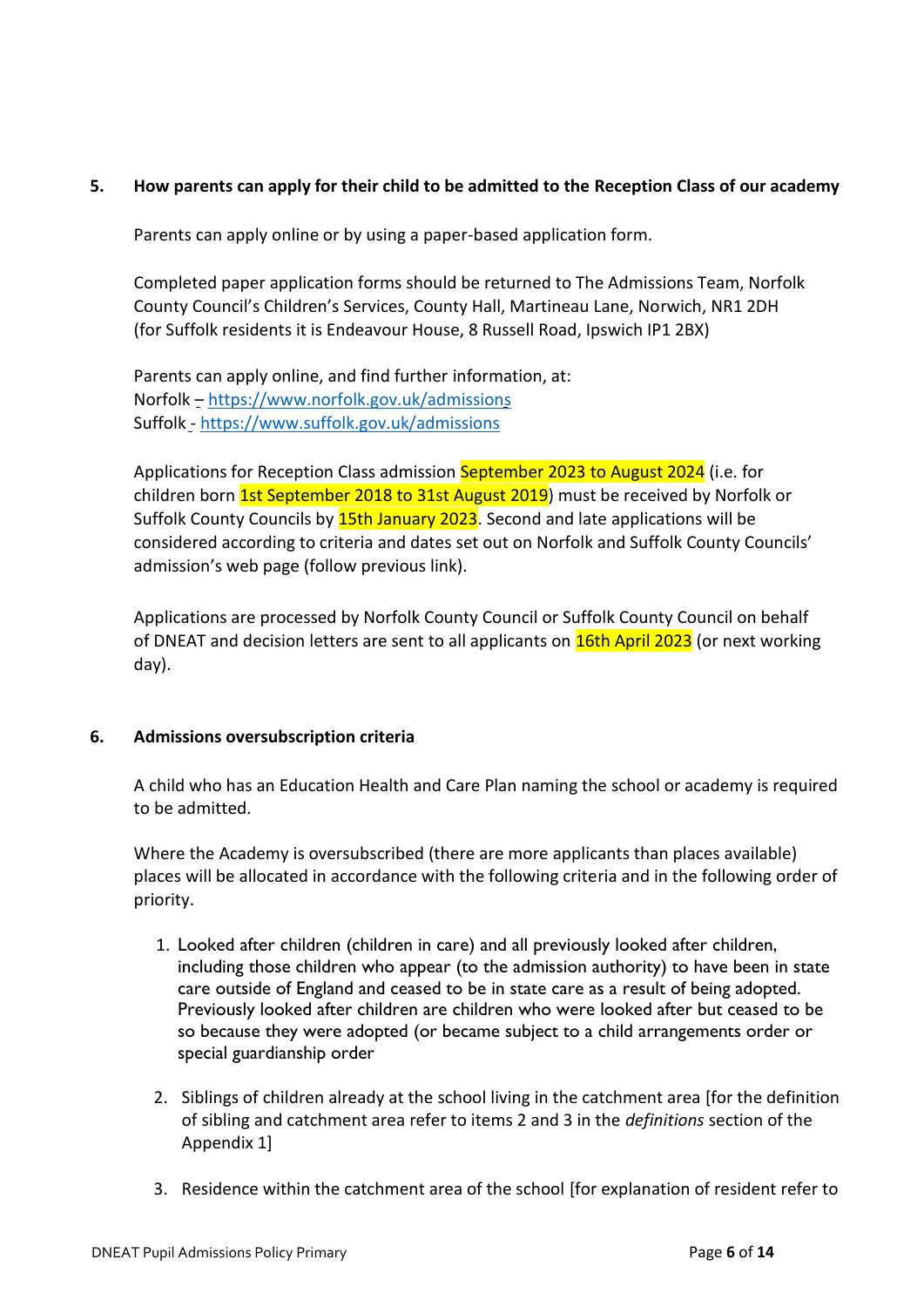## 5. How parents can apply for their child to be admitted to the Reception Class of our academy

Parents can apply online or by using a paper-based application form.

Completed paper application forms should be returned to The Admissions Team, Norfolk County Council's Children's Services, County Hall, Martineau Lane, Norwich, NR1 2DH (for Suffolk residents it is Endeavour House, 8 Russell Road, Ipswich IP1 2BX)

Parents can apply online, and find further information, at:
Norfolk – https://www.norfolk.gov.uk/admissions
Suffolk - https://www.suffolk.gov.uk/admissions

Applications for Reception Class admission September 2023 to August 2024 (i.e. for children born 1st September 2018 to 31st August 2019) must be received by Norfolk or Suffolk County Councils by 15th January 2023. Second and late applications will be considered according to criteria and dates set out on Norfolk and Suffolk County Councils' admission's web page (follow previous link).

Applications are processed by Norfolk County Council or Suffolk County Council on behalf of DNEAT and decision letters are sent to all applicants on 16th April 2023 (or next working day).

## 6. Admissions oversubscription criteria

A child who has an Education Health and Care Plan naming the school or academy is required to be admitted.

Where the Academy is oversubscribed (there are more applicants than places available) places will be allocated in accordance with the following criteria and in the following order of priority.

1. Looked after children (children in care) and all previously looked after children, including those children who appear (to the admission authority) to have been in state care outside of England and ceased to be in state care as a result of being adopted. Previously looked after children are children who were looked after but ceased to be so because they were adopted (or became subject to a child arrangements order or special guardianship order
2. Siblings of children already at the school living in the catchment area [for the definition of sibling and catchment area refer to items 2 and 3 in the *definitions* section of the Appendix 1]
3. Residence within the catchment area of the school [for explanation of resident refer to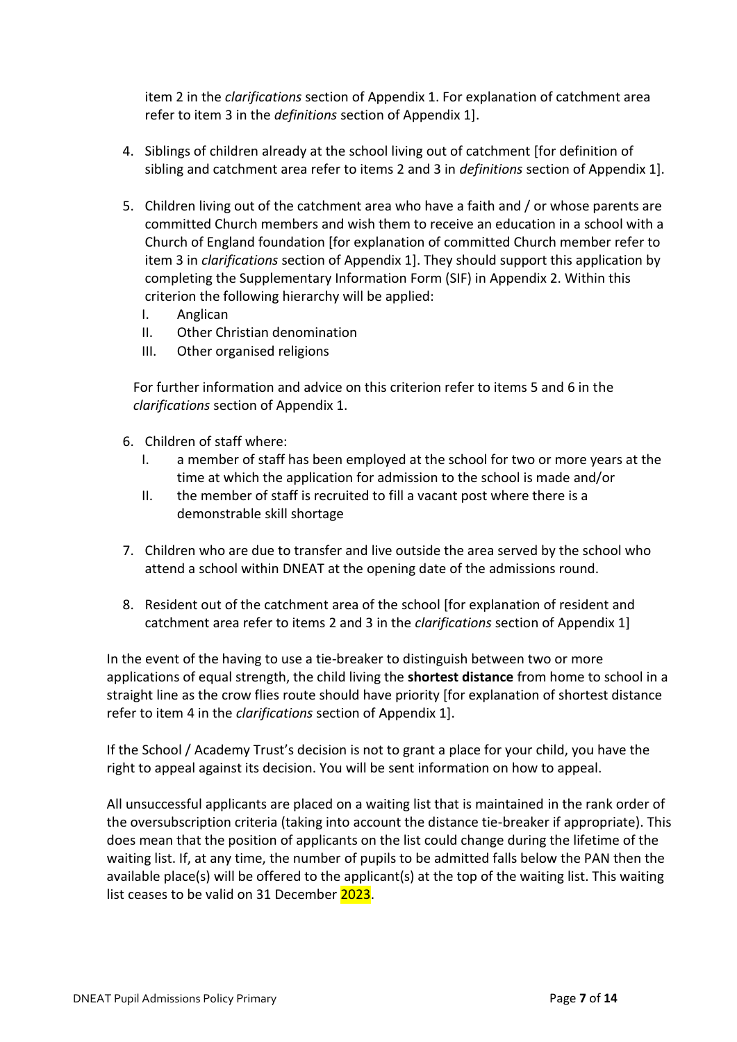item 2 in the *clarifications* section of Appendix 1. For explanation of catchment area refer to item 3 in the *definitions* section of Appendix 1].

4. Siblings of children already at the school living out of catchment [for definition of sibling and catchment area refer to items 2 and 3 in *definitions* section of Appendix 1].

5. Children living out of the catchment area who have a faith and / or whose parents are committed Church members and wish them to receive an education in a school with a Church of England foundation [for explanation of committed Church member refer to item 3 in *clarifications* section of Appendix 1]. They should support this application by completing the Supplementary Information Form (SIF) in Appendix 2. Within this criterion the following hierarchy will be applied:
   I. Anglican
   II. Other Christian denomination
   III. Other organised religions

   For further information and advice on this criterion refer to items 5 and 6 in the *clarifications* section of Appendix 1.

6. Children of staff where:
   I. a member of staff has been employed at the school for two or more years at the time at which the application for admission to the school is made and/or
   II. the member of staff is recruited to fill a vacant post where there is a demonstrable skill shortage

7. Children who are due to transfer and live outside the area served by the school who attend a school within DNEAT at the opening date of the admissions round.

8. Resident out of the catchment area of the school [for explanation of resident and catchment area refer to items 2 and 3 in the *clarifications* section of Appendix 1]

In the event of the having to use a tie-breaker to distinguish between two or more applications of equal strength, the child living the **shortest distance** from home to school in a straight line as the crow flies route should have priority [for explanation of shortest distance refer to item 4 in the *clarifications* section of Appendix 1].

If the School / Academy Trust's decision is not to grant a place for your child, you have the right to appeal against its decision. You will be sent information on how to appeal.

All unsuccessful applicants are placed on a waiting list that is maintained in the rank order of the oversubscription criteria (taking into account the distance tie-breaker if appropriate). This does mean that the position of applicants on the list could change during the lifetime of the waiting list. If, at any time, the number of pupils to be admitted falls below the PAN then the available place(s) will be offered to the applicant(s) at the top of the waiting list. This waiting list ceases to be valid on 31 December 2023.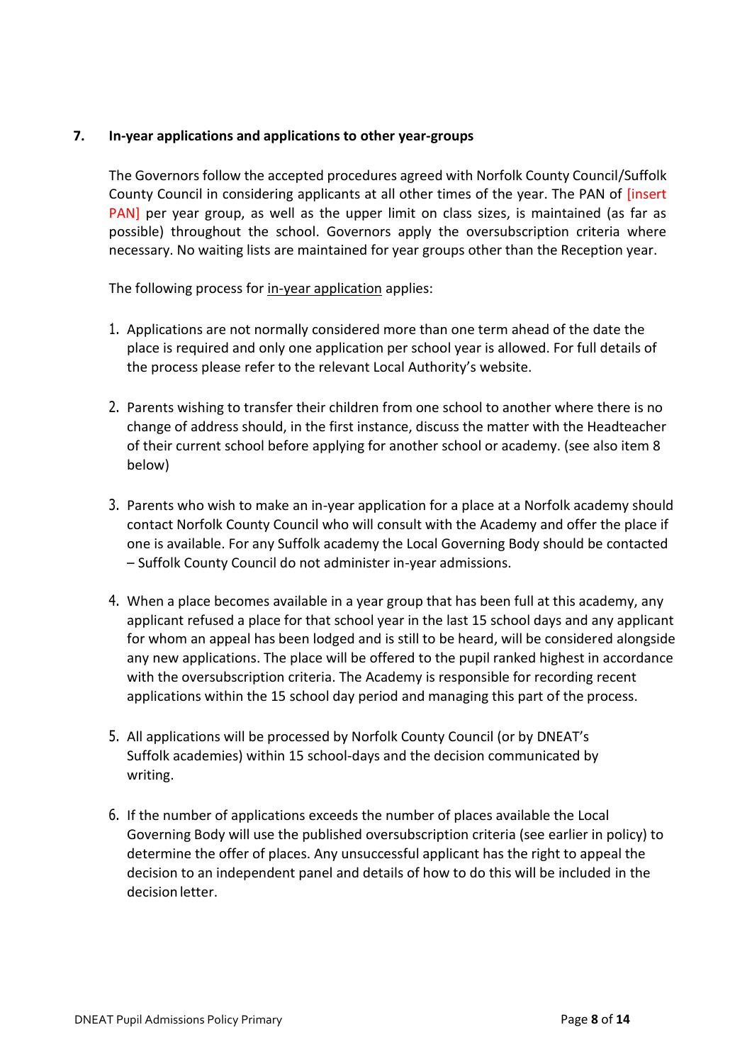## 7. In-year applications and applications to other year-groups

The Governors follow the accepted procedures agreed with Norfolk County Council/Suffolk County Council in considering applicants at all other times of the year. The PAN of [insert PAN] per year group, as well as the upper limit on class sizes, is maintained (as far as possible) throughout the school. Governors apply the oversubscription criteria where necessary. No waiting lists are maintained for year groups other than the Reception year.

The following process for in-year application applies:

1. Applications are not normally considered more than one term ahead of the date the place is required and only one application per school year is allowed. For full details of the process please refer to the relevant Local Authority's website.

2. Parents wishing to transfer their children from one school to another where there is no change of address should, in the first instance, discuss the matter with the Headteacher of their current school before applying for another school or academy. (see also item 8 below)

3. Parents who wish to make an in-year application for a place at a Norfolk academy should contact Norfolk County Council who will consult with the Academy and offer the place if one is available. For any Suffolk academy the Local Governing Body should be contacted – Suffolk County Council do not administer in-year admissions.

4. When a place becomes available in a year group that has been full at this academy, any applicant refused a place for that school year in the last 15 school days and any applicant for whom an appeal has been lodged and is still to be heard, will be considered alongside any new applications. The place will be offered to the pupil ranked highest in accordance with the oversubscription criteria. The Academy is responsible for recording recent applications within the 15 school day period and managing this part of the process.

5. All applications will be processed by Norfolk County Council (or by DNEAT's Suffolk academies) within 15 school-days and the decision communicated by writing.

6. If the number of applications exceeds the number of places available the Local Governing Body will use the published oversubscription criteria (see earlier in policy) to determine the offer of places. Any unsuccessful applicant has the right to appeal the decision to an independent panel and details of how to do this will be included in the decision letter.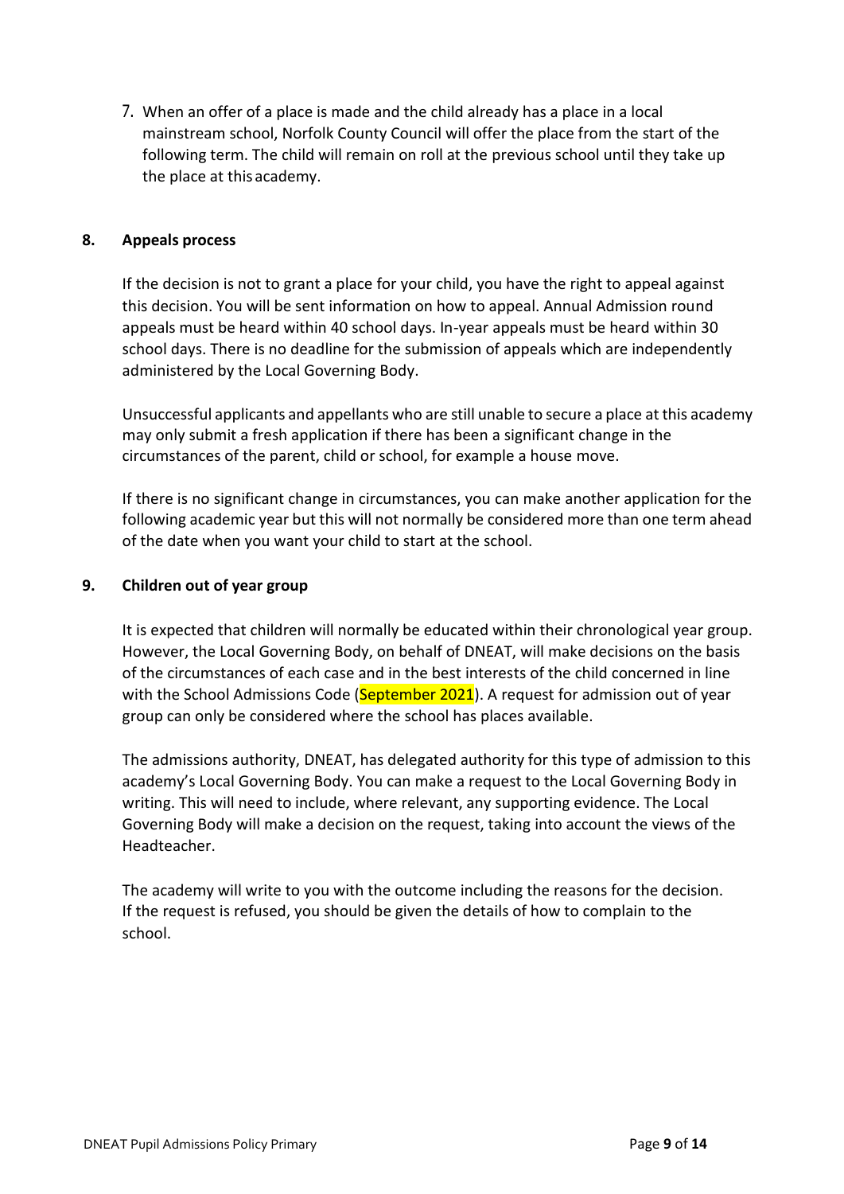7. When an offer of a place is made and the child already has a place in a local mainstream school, Norfolk County Council will offer the place from the start of the following term. The child will remain on roll at the previous school until they take up the place at this academy.

## 8. Appeals process

If the decision is not to grant a place for your child, you have the right to appeal against this decision. You will be sent information on how to appeal. Annual Admission round appeals must be heard within 40 school days. In-year appeals must be heard within 30 school days. There is no deadline for the submission of appeals which are independently administered by the Local Governing Body.

Unsuccessful applicants and appellants who are still unable to secure a place at this academy may only submit a fresh application if there has been a significant change in the circumstances of the parent, child or school, for example a house move.

If there is no significant change in circumstances, you can make another application for the following academic year but this will not normally be considered more than one term ahead of the date when you want your child to start at the school.

## 9. Children out of year group

It is expected that children will normally be educated within their chronological year group. However, the Local Governing Body, on behalf of DNEAT, will make decisions on the basis of the circumstances of each case and in the best interests of the child concerned in line with the School Admissions Code (September 2021). A request for admission out of year group can only be considered where the school has places available.

The admissions authority, DNEAT, has delegated authority for this type of admission to this academy's Local Governing Body. You can make a request to the Local Governing Body in writing. This will need to include, where relevant, any supporting evidence. The Local Governing Body will make a decision on the request, taking into account the views of the Headteacher.

The academy will write to you with the outcome including the reasons for the decision. If the request is refused, you should be given the details of how to complain to the school.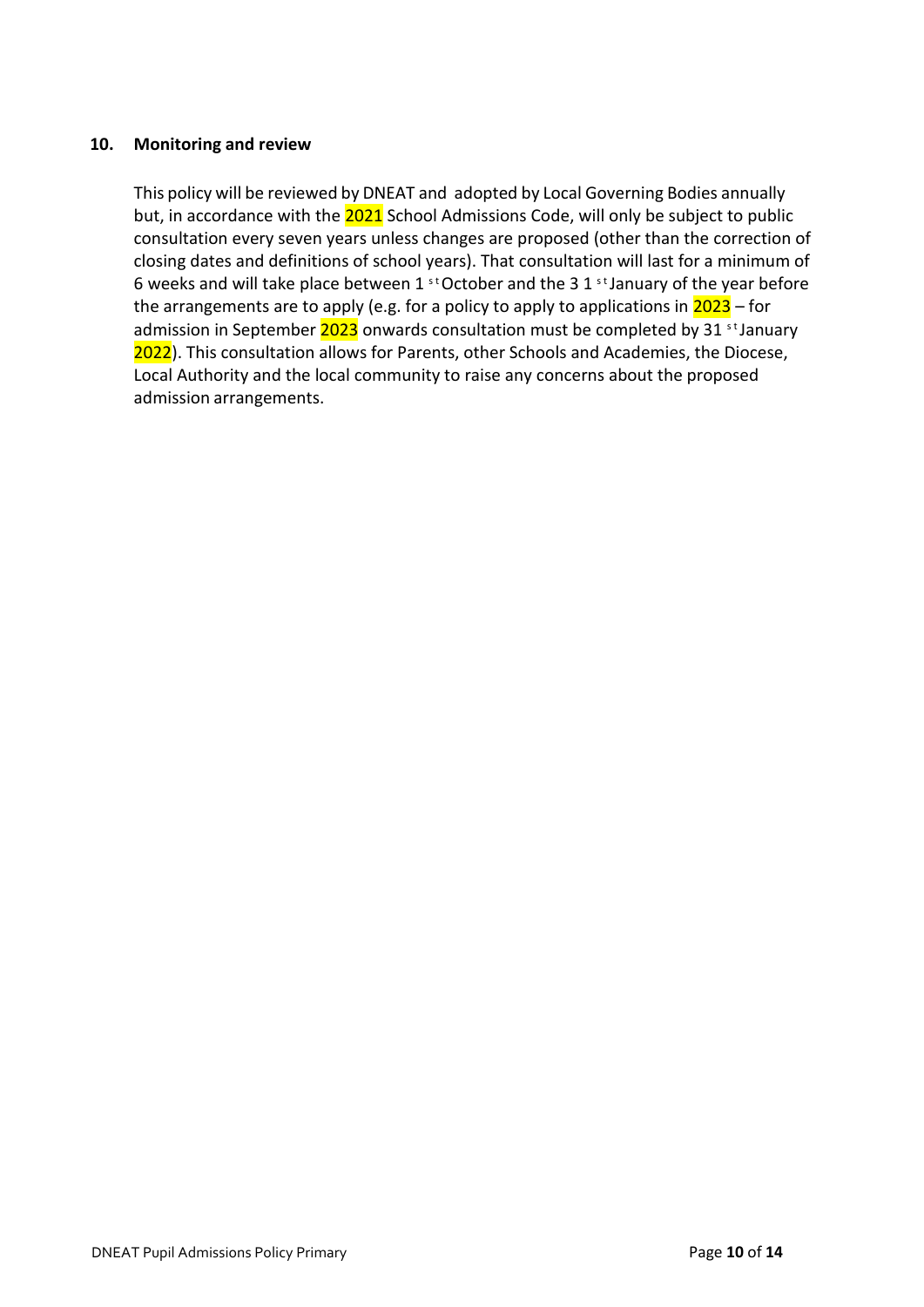## 10. Monitoring and review

This policy will be reviewed by DNEAT and adopted by Local Governing Bodies annually but, in accordance with the 2021 School Admissions Code, will only be subject to public consultation every seven years unless changes are proposed (other than the correction of closing dates and definitions of school years). That consultation will last for a minimum of 6 weeks and will take place between 1st October and the 31st January of the year before the arrangements are to apply (e.g. for a policy to apply to applications in 2023 – for admission in September 2023 onwards consultation must be completed by 31st January 2022). This consultation allows for Parents, other Schools and Academies, the Diocese, Local Authority and the local community to raise any concerns about the proposed admission arrangements.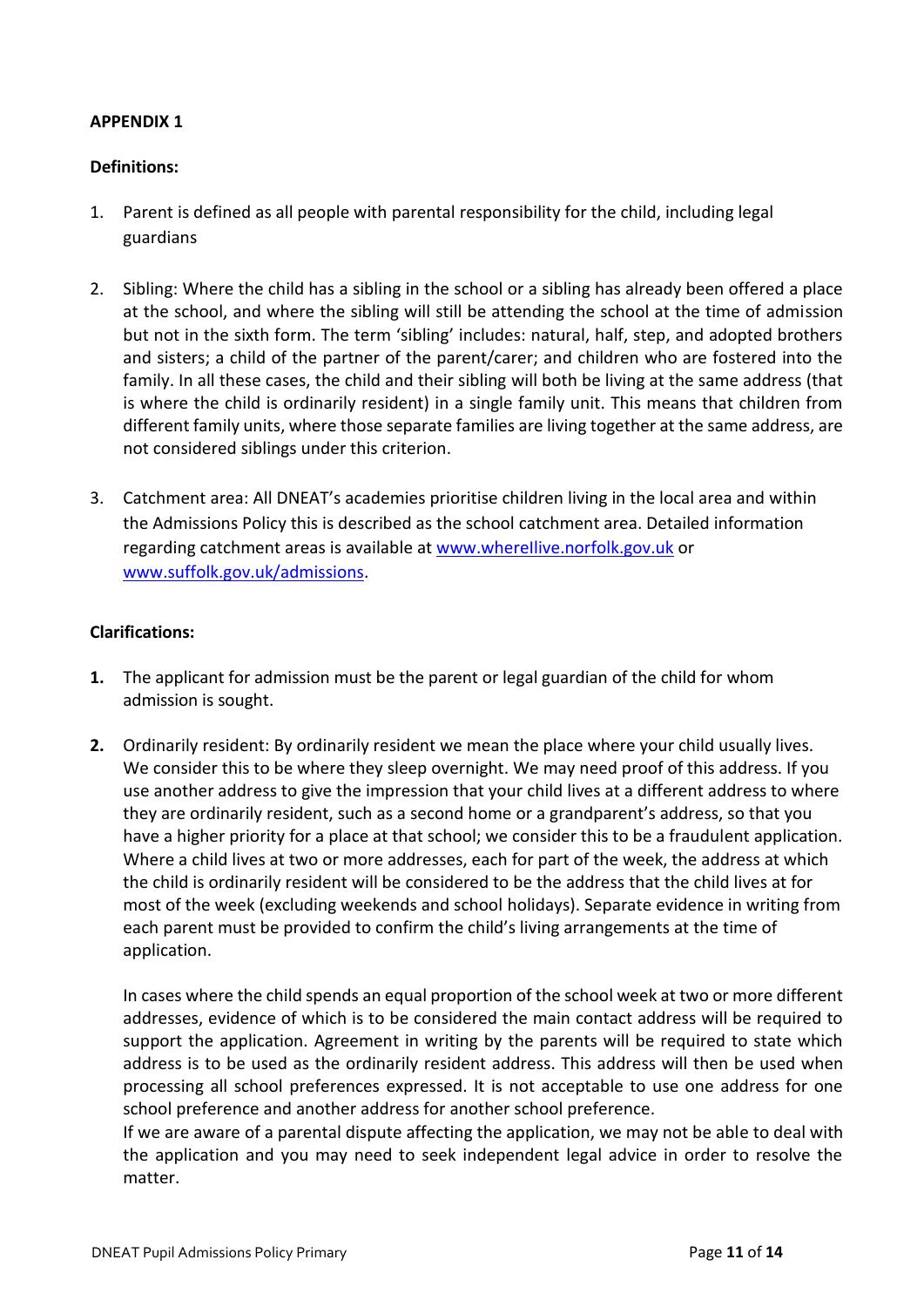**APPENDIX 1**

**Definitions:**

1. Parent is defined as all people with parental responsibility for the child, including legal guardians

2. Sibling: Where the child has a sibling in the school or a sibling has already been offered a place at the school, and where the sibling will still be attending the school at the time of admission but not in the sixth form. The term 'sibling' includes: natural, half, step, and adopted brothers and sisters; a child of the partner of the parent/carer; and children who are fostered into the family. In all these cases, the child and their sibling will both be living at the same address (that is where the child is ordinarily resident) in a single family unit. This means that children from different family units, where those separate families are living together at the same address, are not considered siblings under this criterion.

3. Catchment area: All DNEAT's academies prioritise children living in the local area and within the Admissions Policy this is described as the school catchment area. Detailed information regarding catchment areas is available at [www.wherellive.norfolk.gov.uk](www.wherellive.norfolk.gov.uk) or [www.suffolk.gov.uk/admissions](www.suffolk.gov.uk/admissions).

**Clarifications:**

**1.** The applicant for admission must be the parent or legal guardian of the child for whom admission is sought.

**2.** Ordinarily resident: By ordinarily resident we mean the place where your child usually lives. We consider this to be where they sleep overnight. We may need proof of this address. If you use another address to give the impression that your child lives at a different address to where they are ordinarily resident, such as a second home or a grandparent's address, so that you have a higher priority for a place at that school; we consider this to be a fraudulent application. Where a child lives at two or more addresses, each for part of the week, the address at which the child is ordinarily resident will be considered to be the address that the child lives at for most of the week (excluding weekends and school holidays). Separate evidence in writing from each parent must be provided to confirm the child's living arrangements at the time of application.

   In cases where the child spends an equal proportion of the school week at two or more different addresses, evidence of which is to be considered the main contact address will be required to support the application. Agreement in writing by the parents will be required to state which address is to be used as the ordinarily resident address. This address will then be used when processing all school preferences expressed. It is not acceptable to use one address for one school preference and another address for another school preference.
   If we are aware of a parental dispute affecting the application, we may not be able to deal with the application and you may need to seek independent legal advice in order to resolve the matter.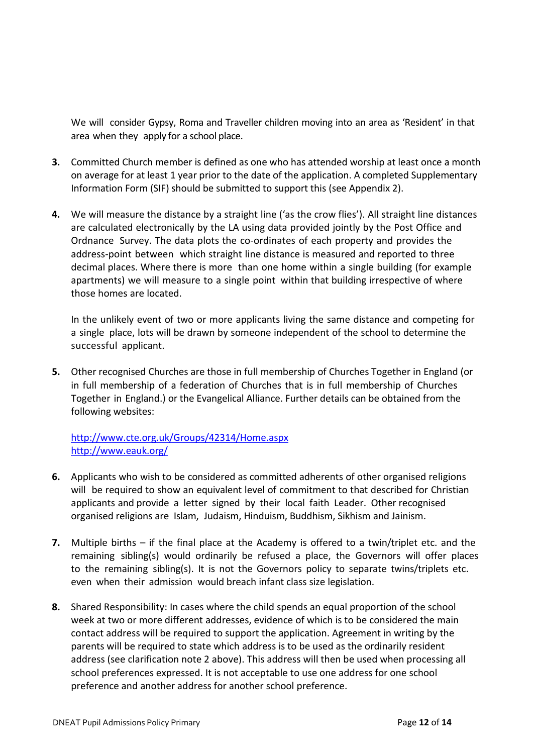We will consider Gypsy, Roma and Traveller children moving into an area as 'Resident' in that area when they apply for a school place.

3. Committed Church member is defined as one who has attended worship at least once a month on average for at least 1 year prior to the date of the application. A completed Supplementary Information Form (SIF) should be submitted to support this (see Appendix 2).

4. We will measure the distance by a straight line ('as the crow flies'). All straight line distances are calculated electronically by the LA using data provided jointly by the Post Office and Ordnance Survey. The data plots the co-ordinates of each property and provides the address-point between which straight line distance is measured and reported to three decimal places. Where there is more than one home within a single building (for example apartments) we will measure to a single point within that building irrespective of where those homes are located.

   In the unlikely event of two or more applicants living the same distance and competing for a single place, lots will be drawn by someone independent of the school to determine the successful applicant.

5. Other recognised Churches are those in full membership of Churches Together in England (or in full membership of a federation of Churches that is in full membership of Churches Together in England.) or the Evangelical Alliance. Further details can be obtained from the following websites:

   http://www.cte.org.uk/Groups/42314/Home.aspx
   http://www.eauk.org/

6. Applicants who wish to be considered as committed adherents of other organised religions will be required to show an equivalent level of commitment to that described for Christian applicants and provide a letter signed by their local faith Leader. Other recognised organised religions are Islam, Judaism, Hinduism, Buddhism, Sikhism and Jainism.

7. Multiple births – if the final place at the Academy is offered to a twin/triplet etc. and the remaining sibling(s) would ordinarily be refused a place, the Governors will offer places to the remaining sibling(s). It is not the Governors policy to separate twins/triplets etc. even when their admission would breach infant class size legislation.

8. Shared Responsibility: In cases where the child spends an equal proportion of the school week at two or more different addresses, evidence of which is to be considered the main contact address will be required to support the application. Agreement in writing by the parents will be required to state which address is to be used as the ordinarily resident address (see clarification note 2 above). This address will then be used when processing all school preferences expressed. It is not acceptable to use one address for one school preference and another address for another school preference.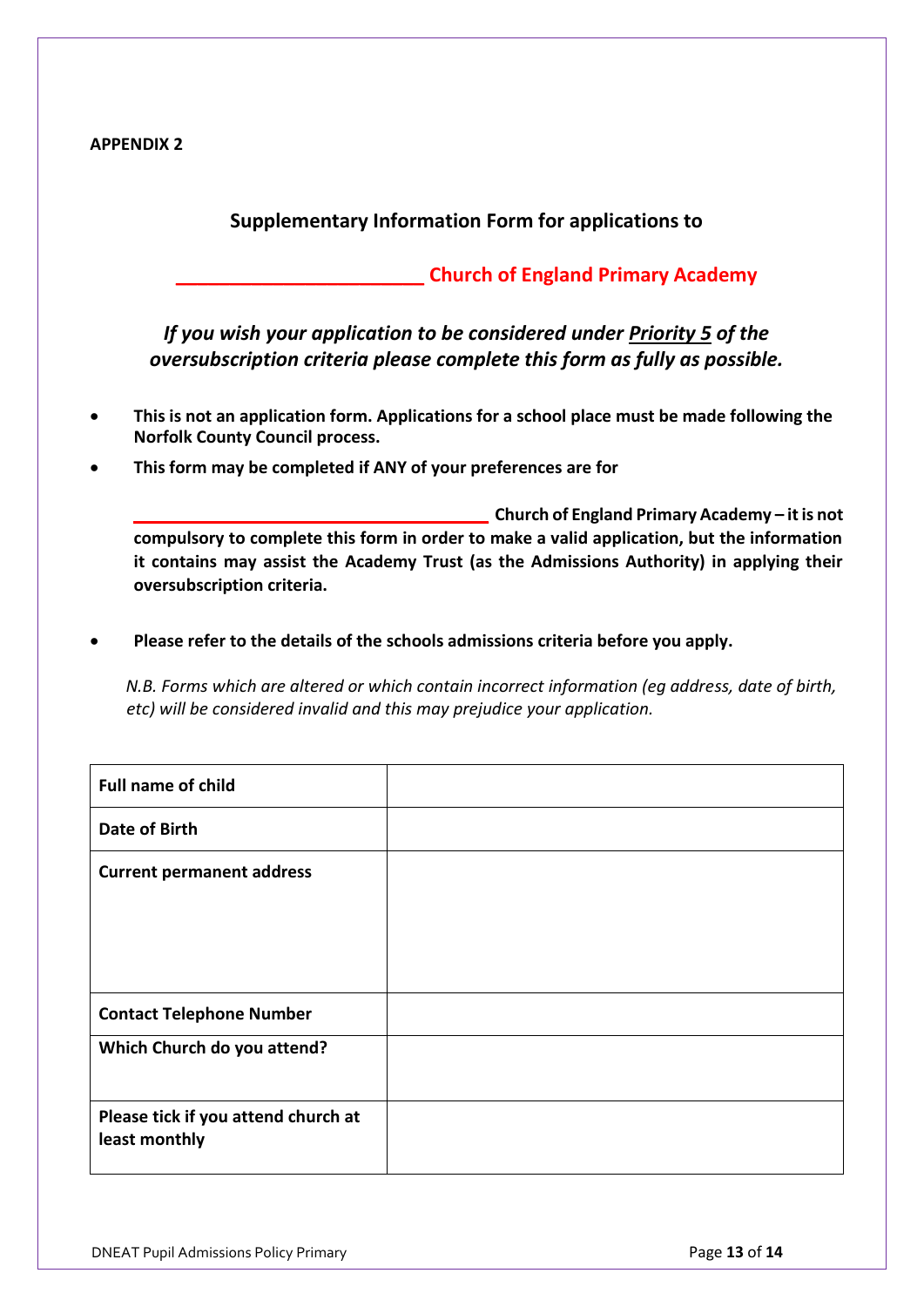**APPENDIX 2**

## Supplementary Information Form for applications to

## ________________________ Church of England Primary Academy

***If you wish your application to be considered under Priority 5 of the oversubscription criteria please complete this form as fully as possible.***

- **This is not an application form. Applications for a school place must be made following the Norfolk County Council process.**
- **This form may be completed if ANY of your preferences are for**

  **___________________________________ Church of England Primary Academy – it is not compulsory to complete this form in order to make a valid application, but the information it contains may assist the Academy Trust (as the Admissions Authority) in applying their oversubscription criteria.**

- **Please refer to the details of the schools admissions criteria before you apply.**

*N.B. Forms which are altered or which contain incorrect information (eg address, date of birth, etc) will be considered invalid and this may prejudice your application.*

| | |
|---|---|
| **Full name of child** | |
| **Date of Birth** | |
| **Current permanent address** | |
| **Contact Telephone Number** | |
| **Which Church do you attend?** | |
| **Please tick if you attend church at least monthly** | |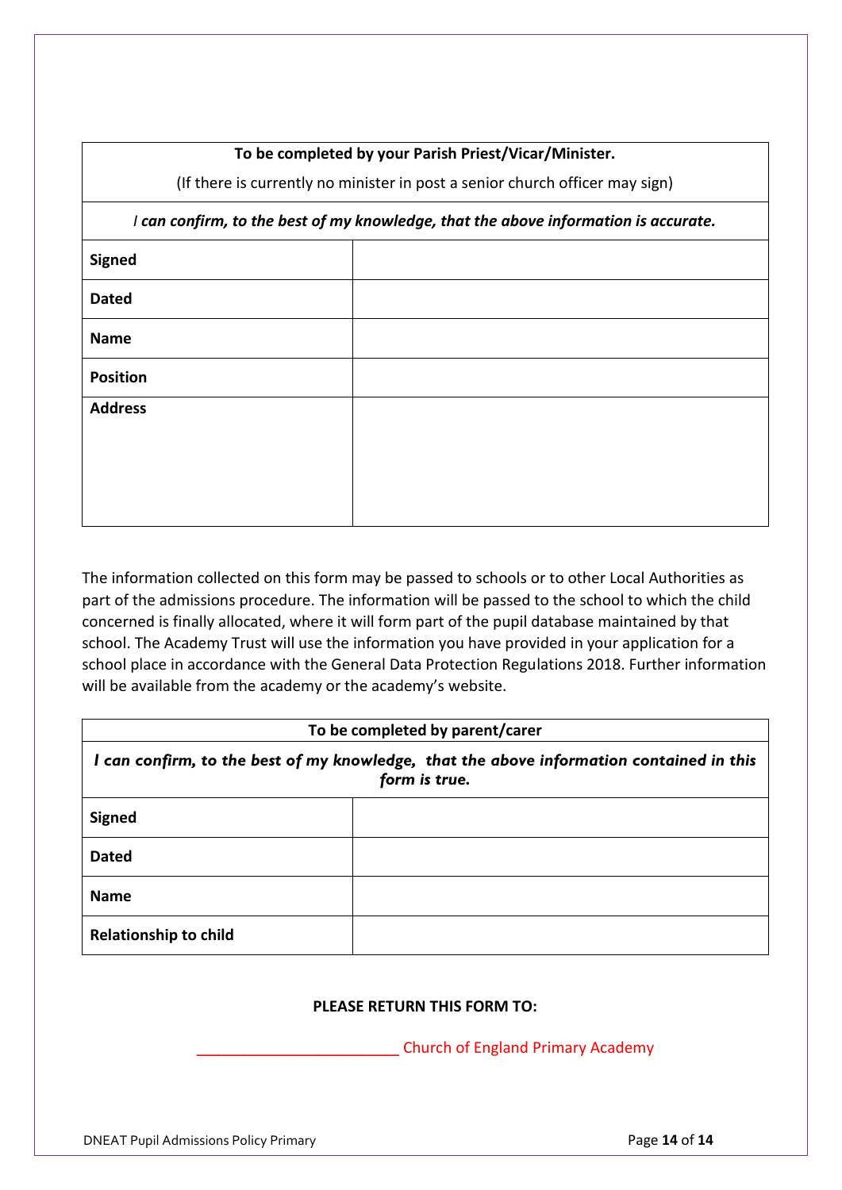| **To be completed by your Parish Priest/Vicar/Minister.** (If there is currently no minister in post a senior church officer may sign) | |
|---|---|
| *I can confirm, to the best of my knowledge, that the above information is accurate.* | |
| **Signed** | |
| **Dated** | |
| **Name** | |
| **Position** | |
| **Address** | |

The information collected on this form may be passed to schools or to other Local Authorities as part of the admissions procedure. The information will be passed to the school to which the child concerned is finally allocated, where it will form part of the pupil database maintained by that school. The Academy Trust will use the information you have provided in your application for a school place in accordance with the General Data Protection Regulations 2018. Further information will be available from the academy or the academy's website.

| **To be completed by parent/carer** | |
|---|---|
| ***I can confirm, to the best of my knowledge, that the above information contained in this form is true.*** | |
| **Signed** | |
| **Dated** | |
| **Name** | |
| **Relationship to child** | |

**PLEASE RETURN THIS FORM TO:**

________________________ Church of England Primary Academy